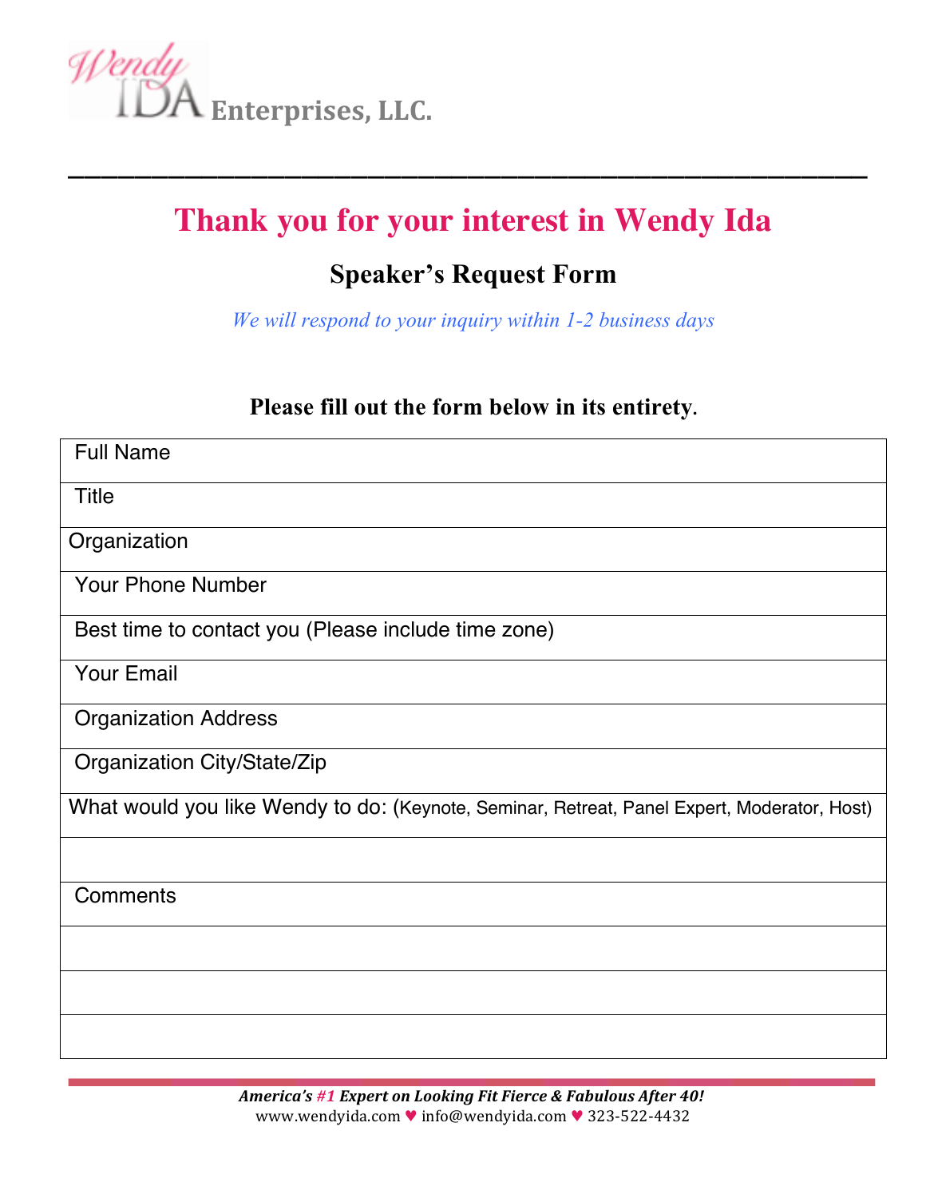Wendy IDA Enterprises, LLC.

---

# Thank you for your interest in Wendy Ida

## Speaker's Request Form

*We will respond to your inquiry within 1-2 business days*

**Please fill out the form below in its entirety.**

| Full Name |
|---|
| Title |
| Organization |
| Your Phone Number |
| Best time to contact you (Please include time zone) |
| Your Email |
| Organization Address |
| Organization City/State/Zip |
| What would you like Wendy to do: (Keynote, Seminar, Retreat, Panel Expert, Moderator, Host) |
| |
| Comments |
| |
| |
| |

***America's #1 Expert on Looking Fit Fierce & Fabulous After 40!***

www.wendyida.com ♥ info@wendyida.com ♥ 323-522-4432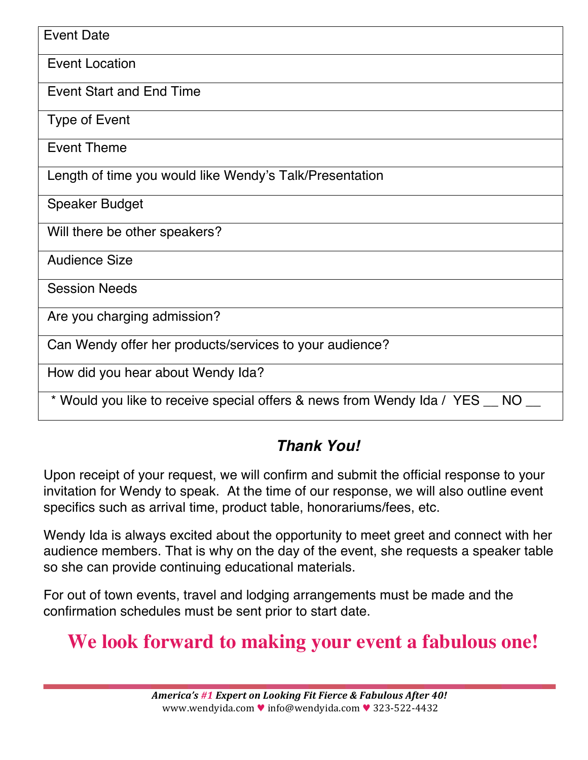| |
| --- |
| Event Date |
| Event Location |
| Event Start and End Time |
| Type of Event |
| Event Theme |
| Length of time you would like Wendy's Talk/Presentation |
| Speaker Budget |
| Will there be other speakers? |
| Audience Size |
| Session Needs |
| Are you charging admission? |
| Can Wendy offer her products/services to your audience? |
| How did you hear about Wendy Ida? |
| * Would you like to receive special offers & news from Wendy Ida / YES __ NO __ |

## ***Thank You!***

Upon receipt of your request, we will confirm and submit the official response to your invitation for Wendy to speak. At the time of our response, we will also outline event specifics such as arrival time, product table, honorariums/fees, etc.

Wendy Ida is always excited about the opportunity to meet greet and connect with her audience members. That is why on the day of the event, she requests a speaker table so she can provide continuing educational materials.

For out of town events, travel and lodging arrangements must be made and the confirmation schedules must be sent prior to start date.

## We look forward to making your event a fabulous one!

***America's #1 Expert on Looking Fit Fierce & Fabulous After 40!***
www.wendyida.com ♥ info@wendyida.com ♥ 323-522-4432